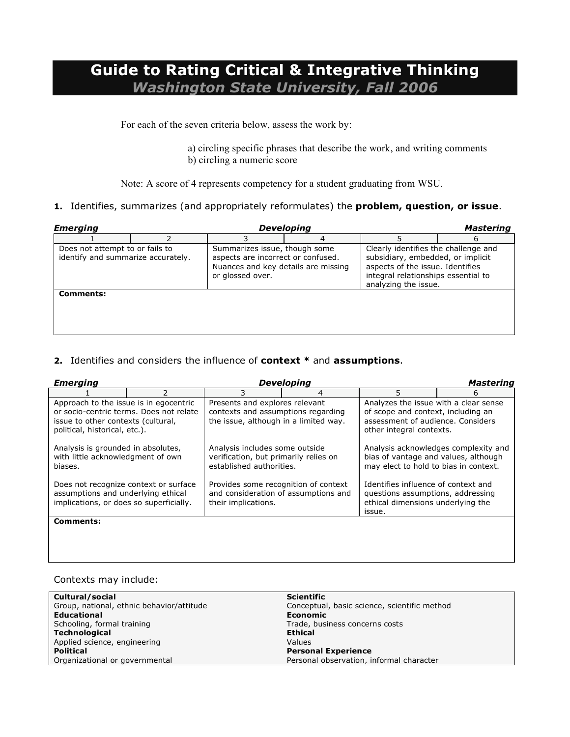# Guide to Rating Critical & Integrative Thinking

## *Washington State University, Fall 2006*

For each of the seven criteria below, assess the work by:

a) circling specific phrases that describe the work, and writing comments
b) circling a numeric score

Note: A score of 4 represents competency for a student graduating from WSU.

**1.** Identifies, summarizes (and appropriately reformulates) the **problem, question, or issue**.

| ***Emerging*** | | ***Developing*** | | | ***Mastering*** |
|---|---|---|---|---|---|
| 1 | 2 | 3 | 4 | 5 | 6 |
| Does not attempt to or fails to identify and summarize accurately. | | Summarizes issue, though some aspects are incorrect or confused. Nuances and key details are missing or glossed over. | | Clearly identifies the challenge and subsidiary, embedded, or implicit aspects of the issue. Identifies integral relationships essential to analyzing the issue. | |
| **Comments:** | | | | | |

**2.** Identifies and considers the influence of **context *** and **assumptions**.

| ***Emerging*** | | ***Developing*** | | | ***Mastering*** |
|---|---|---|---|---|---|
| 1 | 2 | 3 | 4 | 5 | 6 |
| Approach to the issue is in egocentric or socio-centric terms. Does not relate issue to other contexts (cultural, political, historical, etc.). | | Presents and explores relevant contexts and assumptions regarding the issue, although in a limited way. | | Analyzes the issue with a clear sense of scope and context, including an assessment of audience. Considers other integral contexts. | |
| Analysis is grounded in absolutes, with little acknowledgment of own biases. | | Analysis includes some outside verification, but primarily relies on established authorities. | | Analysis acknowledges complexity and bias of vantage and values, although may elect to hold to bias in context. | |
| Does not recognize context or surface assumptions and underlying ethical implications, or does so superficially. | | Provides some recognition of context and consideration of assumptions and their implications. | | Identifies influence of context and questions assumptions, addressing ethical dimensions underlying the issue. | |
| **Comments:** | | | | | |

Contexts may include:

| | |
|---|---|
| **Cultural/social** | **Scientific** |
| Group, national, ethnic behavior/attitude | Conceptual, basic science, scientific method |
| **Educational** | **Economic** |
| Schooling, formal training | Trade, business concerns costs |
| **Technological** | **Ethical** |
| Applied science, engineering | Values |
| **Political** | **Personal Experience** |
| Organizational or governmental | Personal observation, informal character |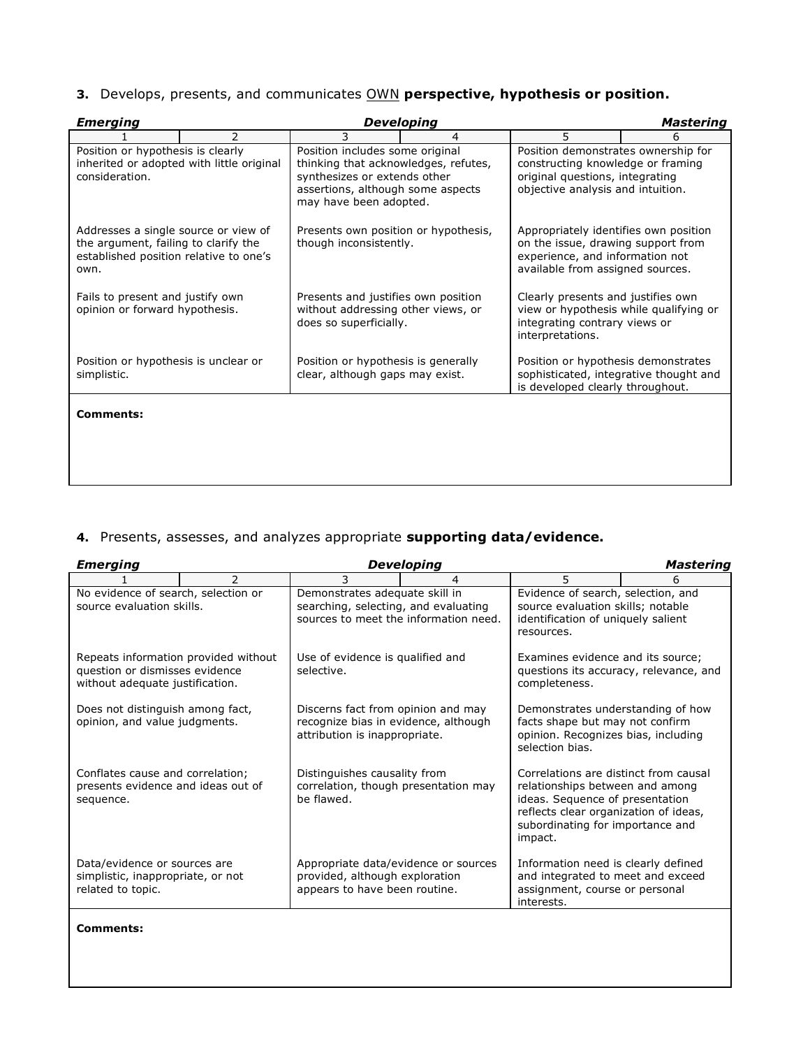**3.** Develops, presents, and communicates <u>OWN</u> **perspective, hypothesis or position.**

| *Emerging* | | *Developing* | | *Mastering* | |
|---|---|---|---|---|---|
| 1 | 2 | 3 | 4 | 5 | 6 |
| Position or hypothesis is clearly inherited or adopted with little original consideration. | | Position includes some original thinking that acknowledges, refutes, synthesizes or extends other assertions, although some aspects may have been adopted. | | Position demonstrates ownership for constructing knowledge or framing original questions, integrating objective analysis and intuition. | |
| Addresses a single source or view of the argument, failing to clarify the established position relative to one's own. | | Presents own position or hypothesis, though inconsistently. | | Appropriately identifies own position on the issue, drawing support from experience, and information not available from assigned sources. | |
| Fails to present and justify own opinion or forward hypothesis. | | Presents and justifies own position without addressing other views, or does so superficially. | | Clearly presents and justifies own view or hypothesis while qualifying or integrating contrary views or interpretations. | |
| Position or hypothesis is unclear or simplistic. | | Position or hypothesis is generally clear, although gaps may exist. | | Position or hypothesis demonstrates sophisticated, integrative thought and is developed clearly throughout. | |

**Comments:**

**4.** Presents, assesses, and analyzes appropriate **supporting data/evidence.**

| *Emerging* | | *Developing* | | *Mastering* | |
|---|---|---|---|---|---|
| 1 | 2 | 3 | 4 | 5 | 6 |
| No evidence of search, selection or source evaluation skills. | | Demonstrates adequate skill in searching, selecting, and evaluating sources to meet the information need. | | Evidence of search, selection, and source evaluation skills; notable identification of uniquely salient resources. | |
| Repeats information provided without question or dismisses evidence without adequate justification. | | Use of evidence is qualified and selective. | | Examines evidence and its source; questions its accuracy, relevance, and completeness. | |
| Does not distinguish among fact, opinion, and value judgments. | | Discerns fact from opinion and may recognize bias in evidence, although attribution is inappropriate. | | Demonstrates understanding of how facts shape but may not confirm opinion. Recognizes bias, including selection bias. | |
| Conflates cause and correlation; presents evidence and ideas out of sequence. | | Distinguishes causality from correlation, though presentation may be flawed. | | Correlations are distinct from causal relationships between and among ideas. Sequence of presentation reflects clear organization of ideas, subordinating for importance and impact. | |
| Data/evidence or sources are simplistic, inappropriate, or not related to topic. | | Appropriate data/evidence or sources provided, although exploration appears to have been routine. | | Information need is clearly defined and integrated to meet and exceed assignment, course or personal interests. | |

**Comments:**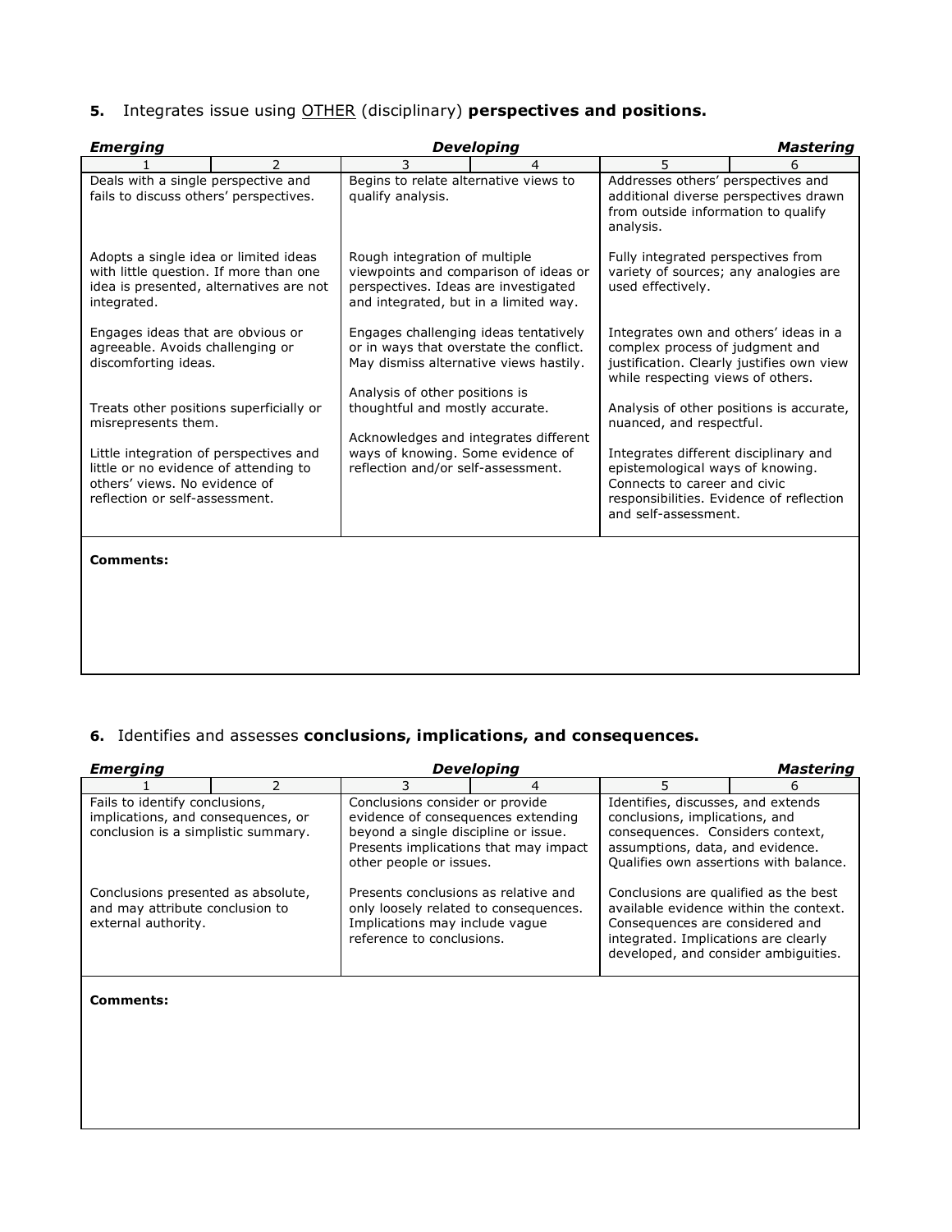**5.** Integrates issue using <u>OTHER</u> (disciplinary) **perspectives and positions.**

| ***Emerging*** | | ***Developing*** | | | ***Mastering*** |
|---|---|---|---|---|---|
| 1 | 2 | 3 | 4 | 5 | 6 |
| Deals with a single perspective and fails to discuss others' perspectives.<br><br>Adopts a single idea or limited ideas with little question. If more than one idea is presented, alternatives are not integrated.<br><br>Engages ideas that are obvious or agreeable. Avoids challenging or discomforting ideas.<br><br>Treats other positions superficially or misrepresents them.<br><br>Little integration of perspectives and little or no evidence of attending to others' views. No evidence of reflection or self-assessment. | | Begins to relate alternative views to qualify analysis.<br><br>Rough integration of multiple viewpoints and comparison of ideas or perspectives. Ideas are investigated and integrated, but in a limited way.<br><br>Engages challenging ideas tentatively or in ways that overstate the conflict. May dismiss alternative views hastily.<br><br>Analysis of other positions is thoughtful and mostly accurate.<br><br>Acknowledges and integrates different ways of knowing. Some evidence of reflection and/or self-assessment. | | Addresses others' perspectives and additional diverse perspectives drawn from outside information to qualify analysis.<br><br>Fully integrated perspectives from variety of sources; any analogies are used effectively.<br><br>Integrates own and others' ideas in a complex process of judgment and justification. Clearly justifies own view while respecting views of others.<br><br>Analysis of other positions is accurate, nuanced, and respectful.<br><br>Integrates different disciplinary and epistemological ways of knowing. Connects to career and civic responsibilities. Evidence of reflection and self-assessment. | |

**Comments:**

**6.** Identifies and assesses **conclusions, implications, and consequences.**

| ***Emerging*** | | ***Developing*** | | | ***Mastering*** |
|---|---|---|---|---|---|
| 1 | 2 | 3 | 4 | 5 | 6 |
| Fails to identify conclusions, implications, and consequences, or conclusion is a simplistic summary.<br><br>Conclusions presented as absolute, and may attribute conclusion to external authority. | | Conclusions consider or provide evidence of consequences extending beyond a single discipline or issue. Presents implications that may impact other people or issues.<br><br>Presents conclusions as relative and only loosely related to consequences. Implications may include vague reference to conclusions. | | Identifies, discusses, and extends conclusions, implications, and consequences. Considers context, assumptions, data, and evidence. Qualifies own assertions with balance.<br><br>Conclusions are qualified as the best available evidence within the context. Consequences are considered and integrated. Implications are clearly developed, and consider ambiguities. | |

**Comments:**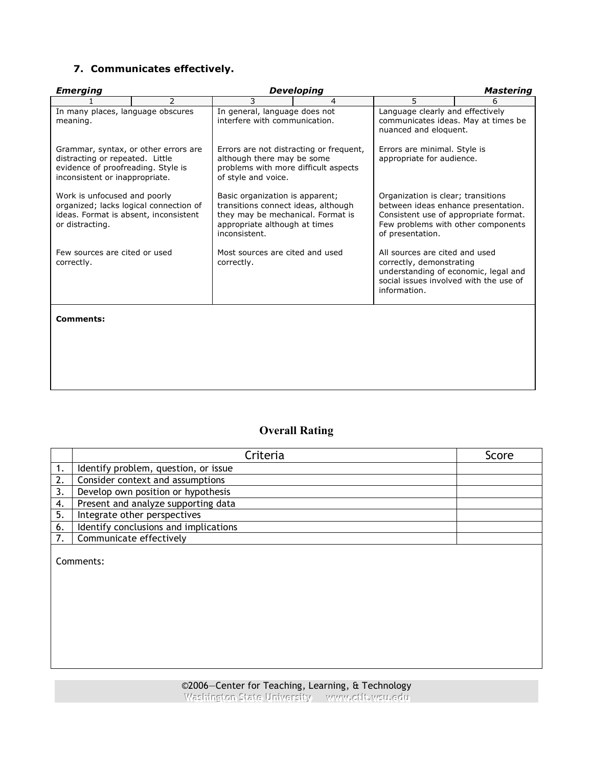### 7. Communicates effectively.

| *Emerging* | | *Developing* | | *Mastering* | |
|---|---|---|---|---|---|
| 1 | 2 | 3 | 4 | 5 | 6 |
| In many places, language obscures meaning. | | In general, language does not interfere with communication. | | Language clearly and effectively communicates ideas. May at times be nuanced and eloquent. | |
| Grammar, syntax, or other errors are distracting or repeated. Little evidence of proofreading. Style is inconsistent or inappropriate. | | Errors are not distracting or frequent, although there may be some problems with more difficult aspects of style and voice. | | Errors are minimal. Style is appropriate for audience. | |
| Work is unfocused and poorly organized; lacks logical connection of ideas. Format is absent, inconsistent or distracting. | | Basic organization is apparent; transitions connect ideas, although they may be mechanical. Format is appropriate although at times inconsistent. | | Organization is clear; transitions between ideas enhance presentation. Consistent use of appropriate format. Few problems with other components of presentation. | |
| Few sources are cited or used correctly. | | Most sources are cited and used correctly. | | All sources are cited and used correctly, demonstrating understanding of economic, legal and social issues involved with the use of information. | |

**Comments:**

## Overall Rating

| | Criteria | Score |
|---|---|---|
| 1. | Identify problem, question, or issue | |
| 2. | Consider context and assumptions | |
| 3. | Develop own position or hypothesis | |
| 4. | Present and analyze supporting data | |
| 5. | Integrate other perspectives | |
| 6. | Identify conclusions and implications | |
| 7. | Communicate effectively | |

Comments:

©2006—Center for Teaching, Learning, & Technology
Washington State University www.ctlt.wsu.edu